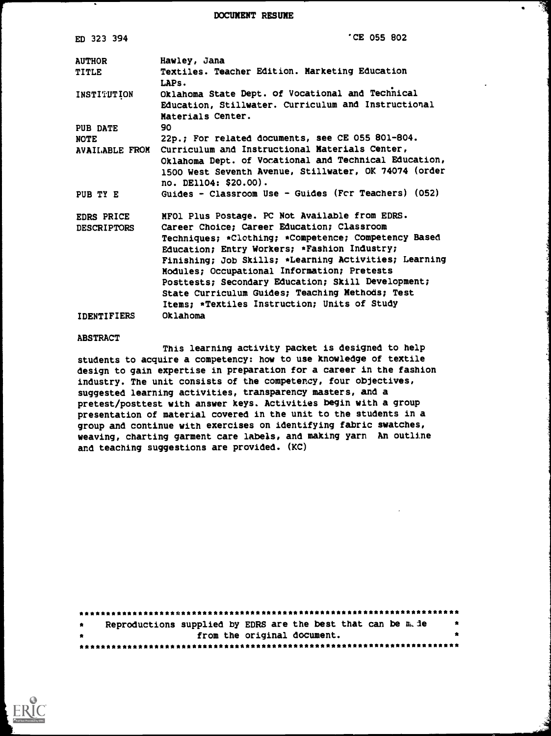# DOCUMENT RESUME

| | |
|---|---|
| ED 323 394 | CE 055 802 |
| AUTHOR | Hawley, Jana |
| TITLE | Textiles. Teacher Edition. Marketing Education LAPs. |
| INSTITUTION | Oklahoma State Dept. of Vocational and Technical Education, Stillwater. Curriculum and Instructional Materials Center. |
| PUB DATE | 90 |
| NOTE | 22p.; For related documents, see CE 055 801-804. |
| AVAILABLE FROM | Curriculum and Instructional Materials Center, Oklahoma Dept. of Vocational and Technical Education, 1500 West Seventh Avenue, Stillwater, OK 74074 (order no. DE1104: $20.00). |
| PUB TY E | Guides - Classroom Use - Guides (For Teachers) (052) |
| EDRS PRICE | MF01 Plus Postage. PC Not Available from EDRS. |
| DESCRIPTORS | Career Choice; Career Education; Classroom Techniques; *Clothing; *Competence; Competency Based Education; Entry Workers; *Fashion Industry; Finishing; Job Skills; *Learning Activities; Learning Modules; Occupational Information; Pretests Posttests; Secondary Education; Skill Development; State Curriculum Guides; Teaching Methods; Test Items; *Textiles Instruction; Units of Study |
| IDENTIFIERS | Oklahoma |

ABSTRACT

This learning activity packet is designed to help students to acquire a competency: how to use knowledge of textile design to gain expertise in preparation for a career in the fashion industry. The unit consists of the competency, four objectives, suggested learning activities, transparency masters, and a pretest/posttest with answer keys. Activities begin with a group presentation of material covered in the unit to the students in a group and continue with exercises on identifying fabric swatches, weaving, charting garment care labels, and making yarn An outline and teaching suggestions are provided. (KC)

***********************************************************************
* Reproductions supplied by EDRS are the best that can be made *
* from the original document. *
***********************************************************************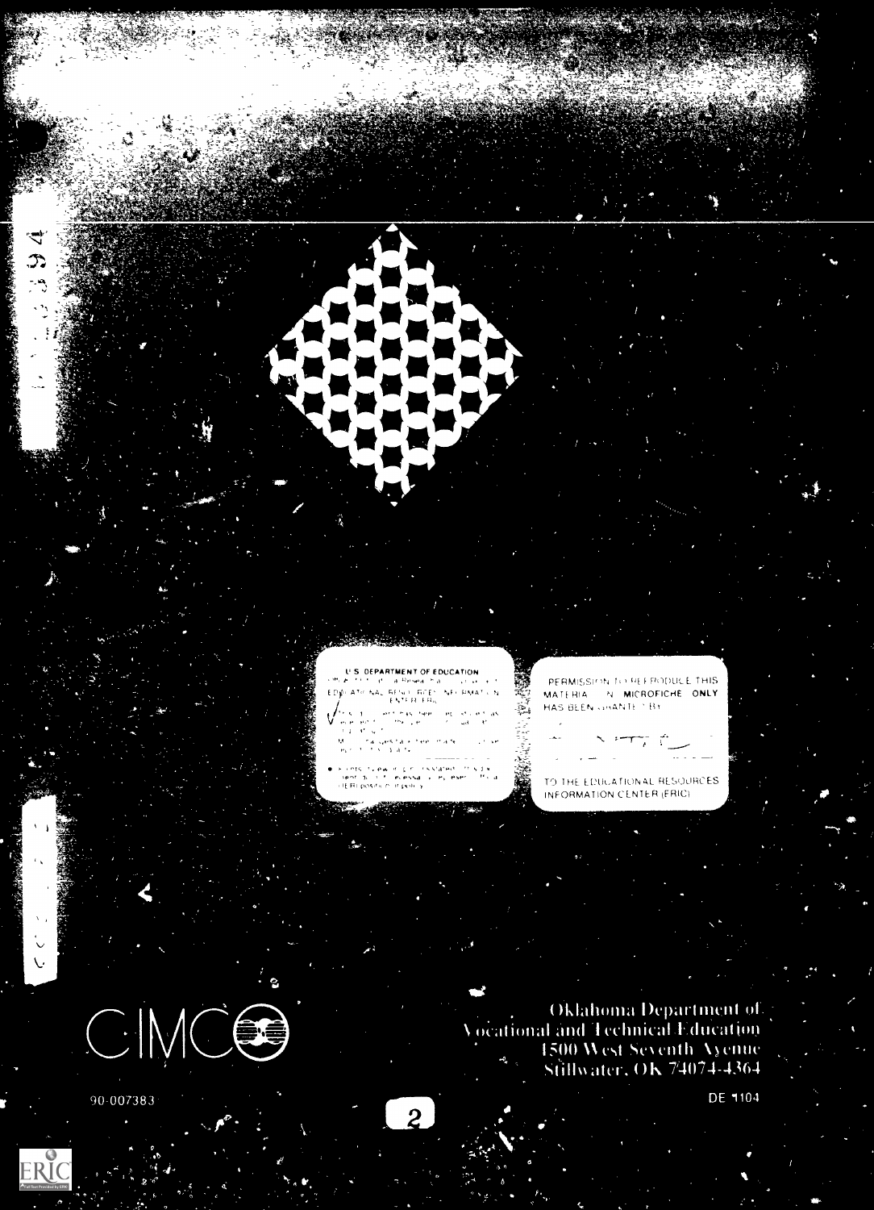U.S. DEPARTMENT OF EDUCATION

EDUCATIONAL RESOURCES INFORMATION CENTER (ERIC)

PERMISSION TO REPRODUCE THIS MATERIAL IN MICROFICHE ONLY HAS BEEN GRANTED BY

TO THE EDUCATIONAL RESOURCES INFORMATION CENTER (ERIC)

CIMC

Oklahoma Department of Vocational and Technical Education
1500 West Seventh Avenue
Stillwater, OK 74074-4364

90-007383

DE 1104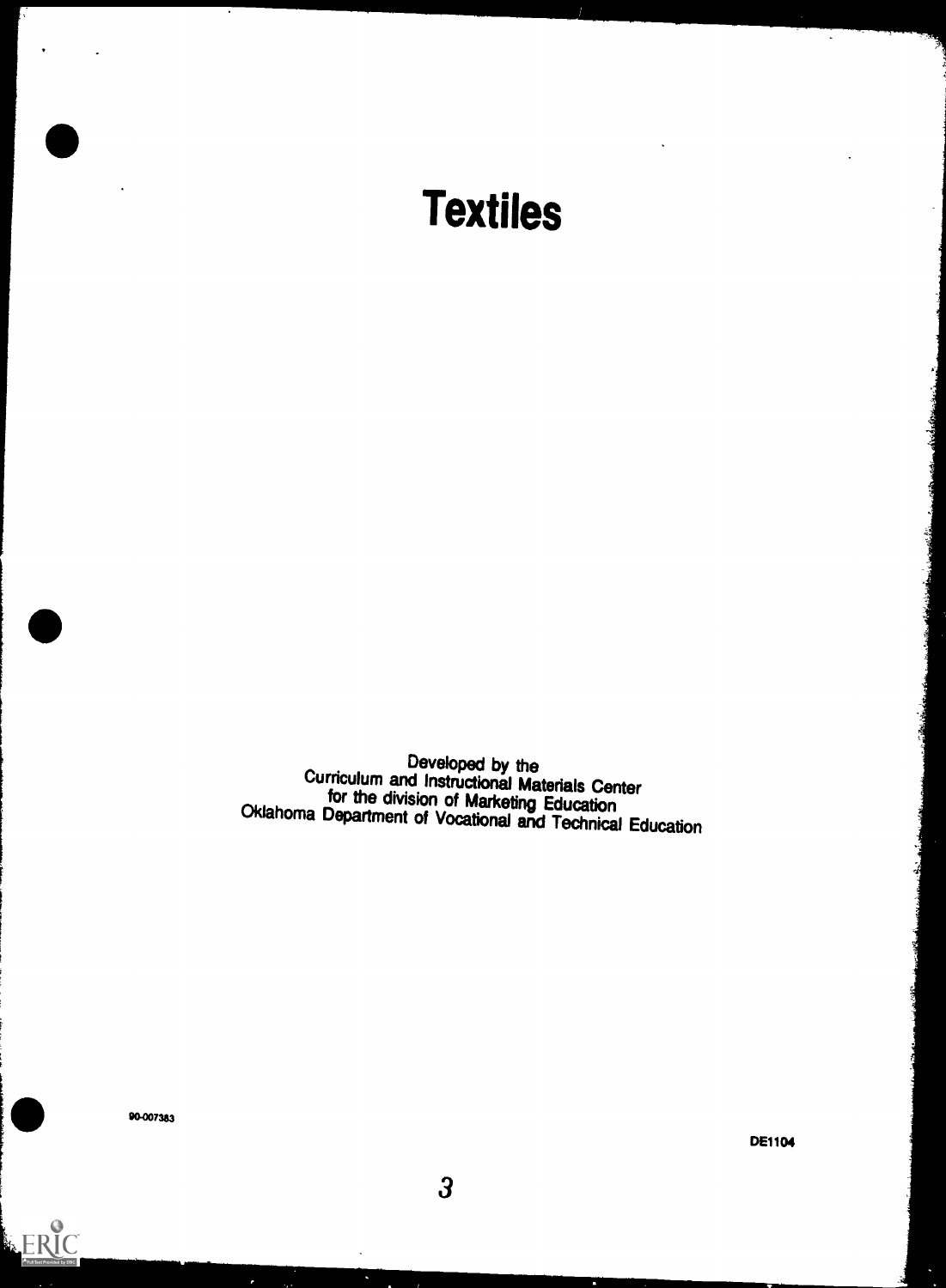# Textiles

Developed by the
Curriculum and Instructional Materials Center
for the division of Marketing Education
Oklahoma Department of Vocational and Technical Education

90-007383

DE1104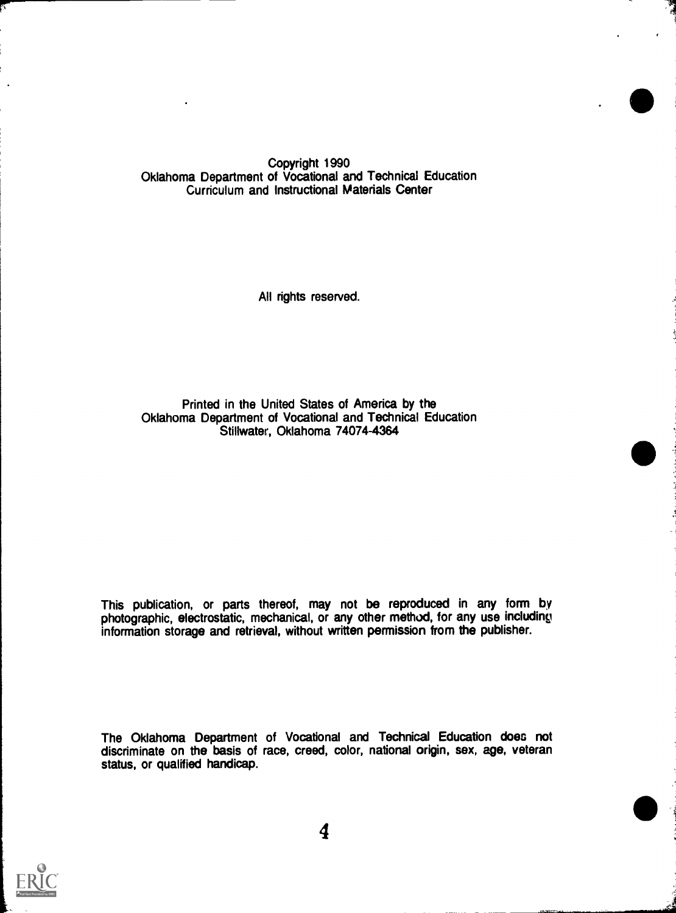Copyright 1990
Oklahoma Department of Vocational and Technical Education
Curriculum and Instructional Materials Center

All rights reserved.

Printed in the United States of America by the
Oklahoma Department of Vocational and Technical Education
Stillwater, Oklahoma 74074-4364

This publication, or parts thereof, may not be reproduced in any form by photographic, electrostatic, mechanical, or any other method, for any use including information storage and retrieval, without written permission from the publisher.

The Oklahoma Department of Vocational and Technical Education does not discriminate on the basis of race, creed, color, national origin, sex, age, veteran status, or qualified handicap.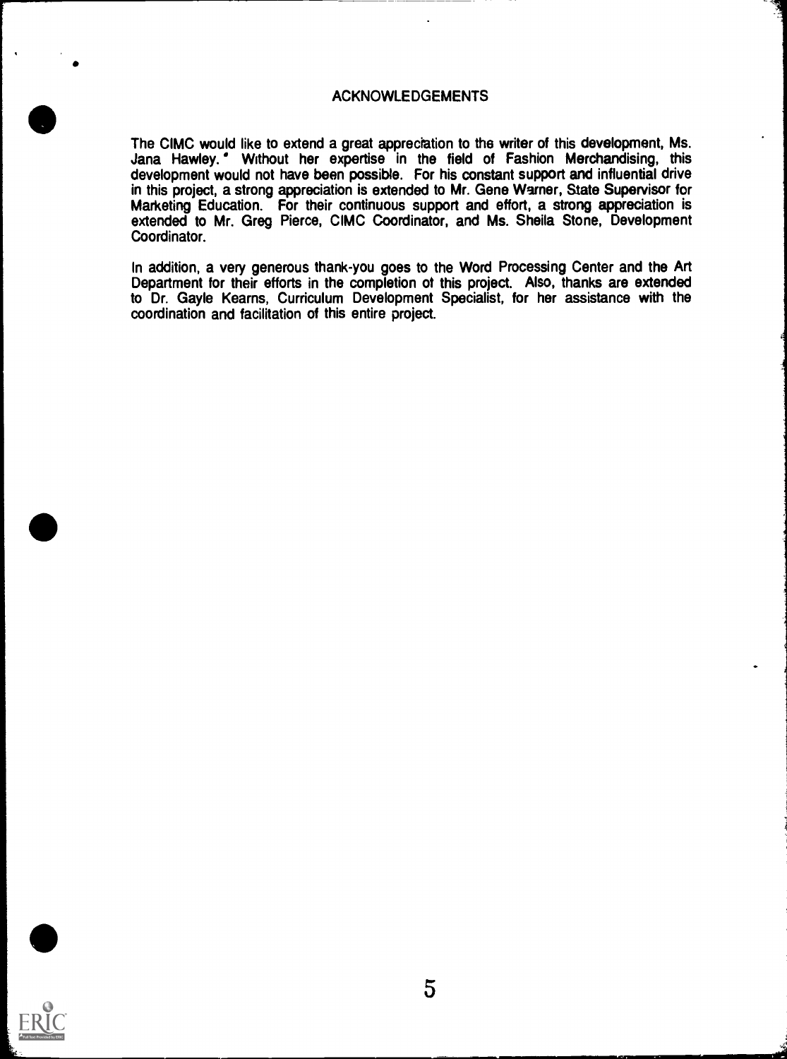# ACKNOWLEDGEMENTS

The CIMC would like to extend a great appreciation to the writer of this development, Ms. Jana Hawley. Without her expertise in the field of Fashion Merchandising, this development would not have been possible. For his constant support and influential drive in this project, a strong appreciation is extended to Mr. Gene Warner, State Supervisor for Marketing Education. For their continuous support and effort, a strong appreciation is extended to Mr. Greg Pierce, CIMC Coordinator, and Ms. Sheila Stone, Development Coordinator.

In addition, a very generous thank-you goes to the Word Processing Center and the Art Department for their efforts in the completion ot this project. Also, thanks are extended to Dr. Gayle Kearns, Curriculum Development Specialist, for her assistance with the coordination and facilitation of this entire project.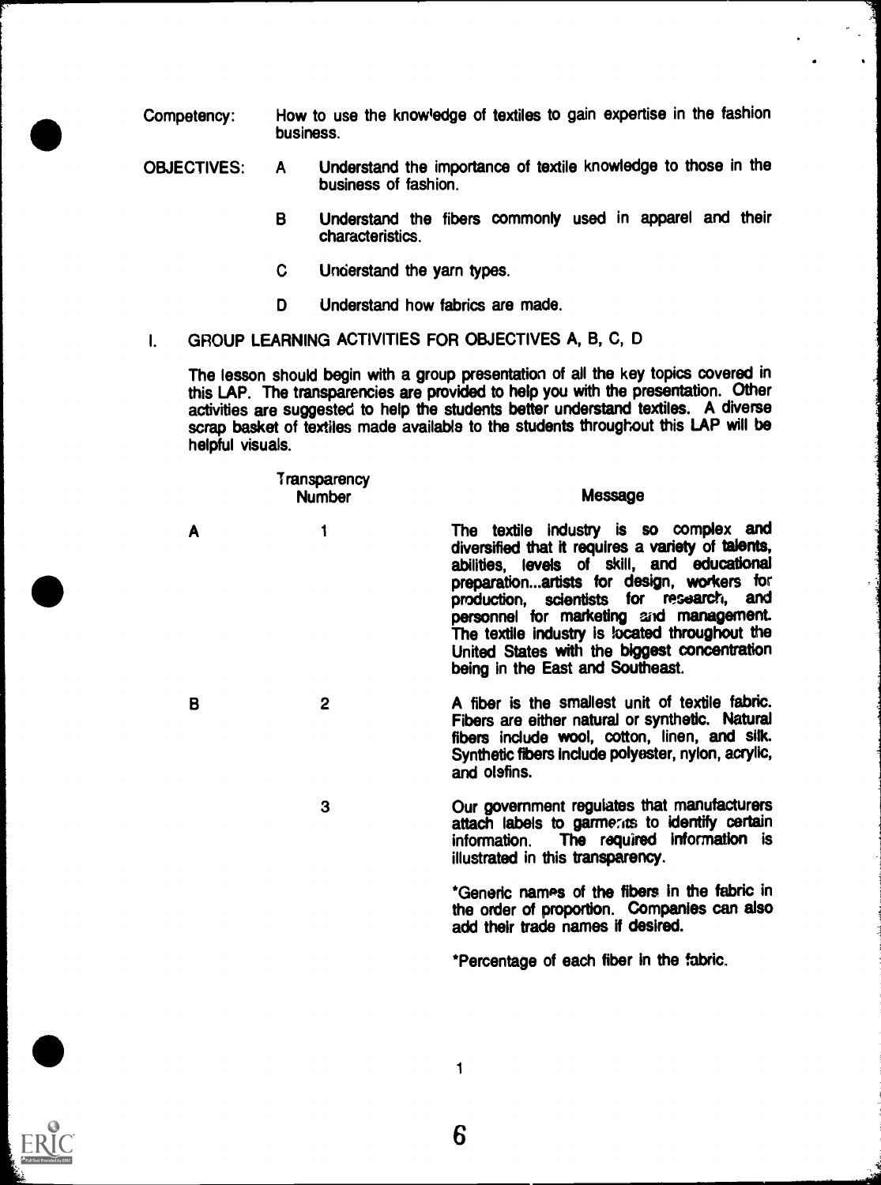Competency: How to use the knowledge of textiles to gain expertise in the fashion business.

OBJECTIVES:

A. Understand the importance of textile knowledge to those in the business of fashion.

B. Understand the fibers commonly used in apparel and their characteristics.

C. Understand the yarn types.

D. Understand how fabrics are made.

## I. GROUP LEARNING ACTIVITIES FOR OBJECTIVES A, B, C, D

The lesson should begin with a group presentation of all the key topics covered in this LAP. The transparencies are provided to help you with the presentation. Other activities are suggested to help the students better understand textiles. A diverse scrap basket of textiles made available to the students throughout this LAP will be helpful visuals.

| | Transparency Number | Message |
|---|---|---|
| A | 1 | The textile industry is so complex and diversified that it requires a variety of talents, abilities, levels of skill, and educational preparation...artists for design, workers for production, scientists for research, and personnel for marketing and management. The textile industry is located throughout the United States with the biggest concentration being in the East and Southeast. |
| B | 2 | A fiber is the smallest unit of textile fabric. Fibers are either natural or synthetic. Natural fibers include wool, cotton, linen, and silk. Synthetic fibers include polyester, nylon, acrylic, and olefins. |
| | 3 | Our government regulates that manufacturers attach labels to garments to identify certain information. The required information is illustrated in this transparency.<br><br>*Generic names of the fibers in the fabric in the order of proportion. Companies can also add their trade names if desired.<br><br>*Percentage of each fiber in the fabric. |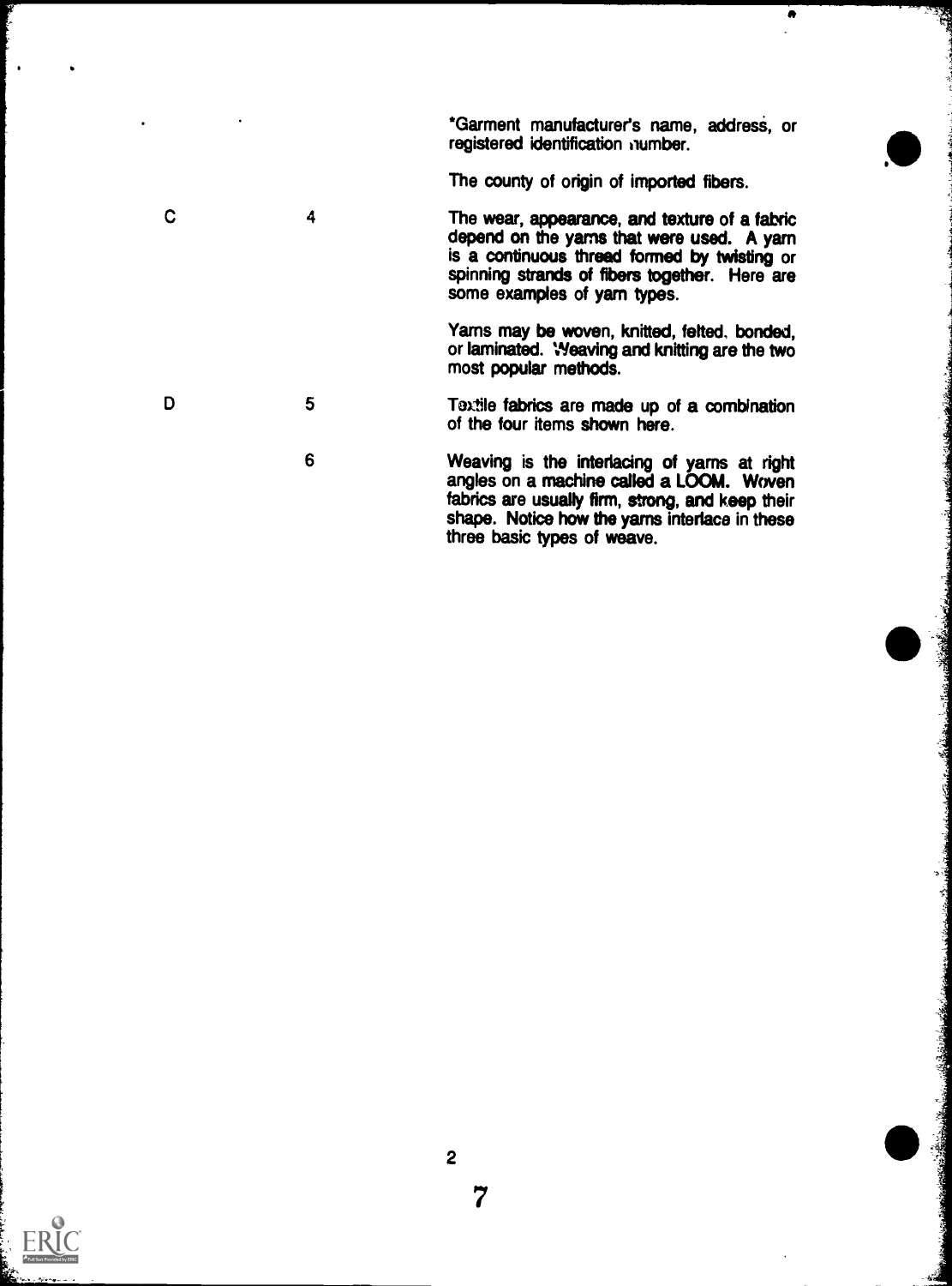*Garment manufacturer's name, address, or registered identification number.

The county of origin of imported fibers.

| | | |
|---|---|---|
| C | 4 | The wear, appearance, and texture of a fabric depend on the yarns that were used. A yarn is a continuous thread formed by twisting or spinning strands of fibers together. Here are some examples of yarn types. |
| | | Yarns may be woven, knitted, felted, bonded, or laminated. Weaving and knitting are the two most popular methods. |
| D | 5 | Textile fabrics are made up of a combination of the four items shown here. |
| | 6 | Weaving is the interlacing of yarns at right angles on a machine called a LOOM. Woven fabrics are usually firm, strong, and keep their shape. Notice how the yarns interlace in these three basic types of weave. |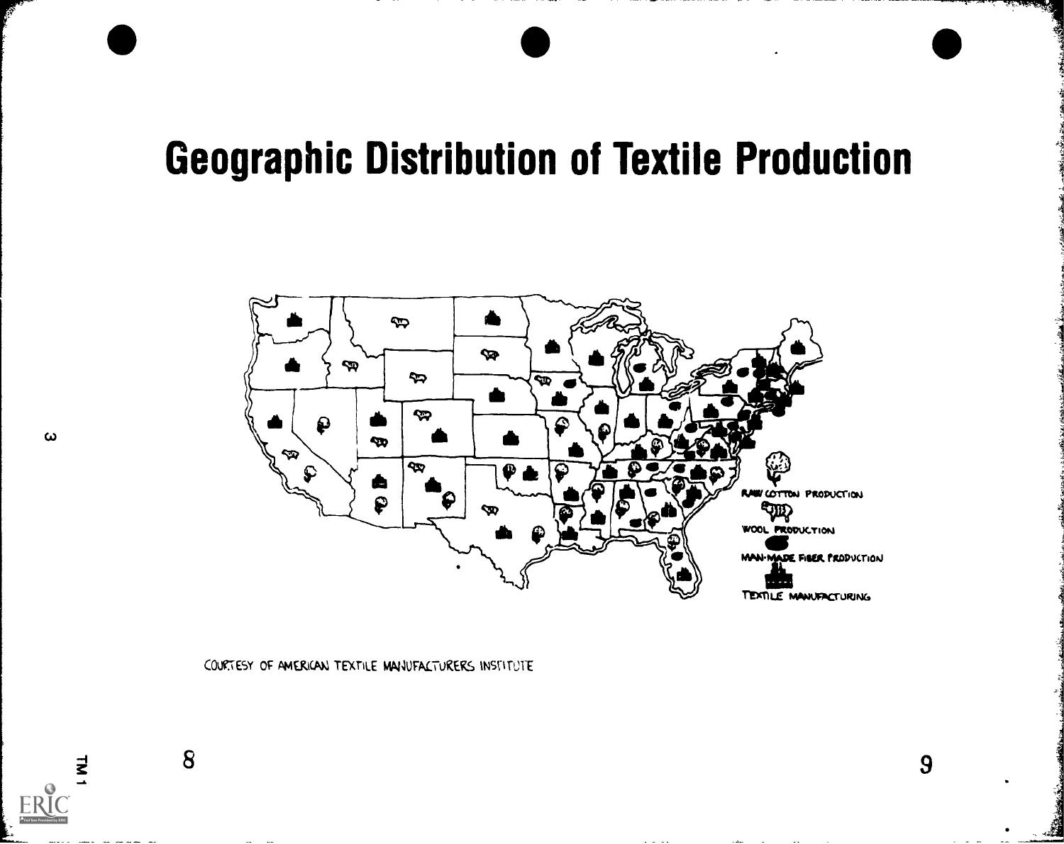# Geographic Distribution of Textile Production

RAW COTTON PRODUCTION

WOOL PRODUCTION

MAN-MADE FIBER PRODUCTION

TEXTILE MANUFACTURING

COURTESY OF AMERICAN TEXTILE MANUFACTURERS INSTITUTE

TM 1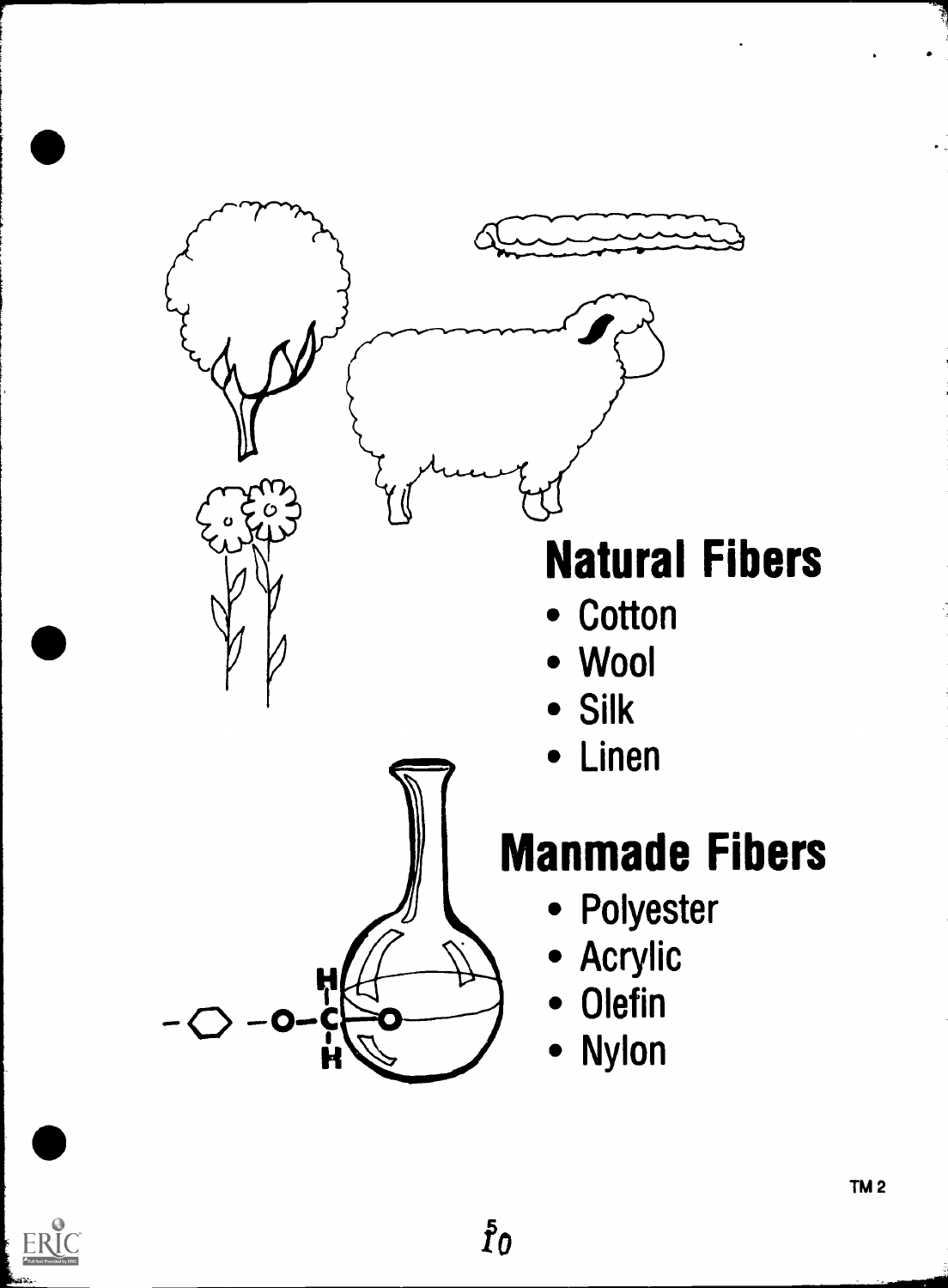## Natural Fibers

- Cotton
- Wool
- Silk
- Linen

## Manmade Fibers

- Polyester
- Acrylic
- Olefin
- Nylon

TM 2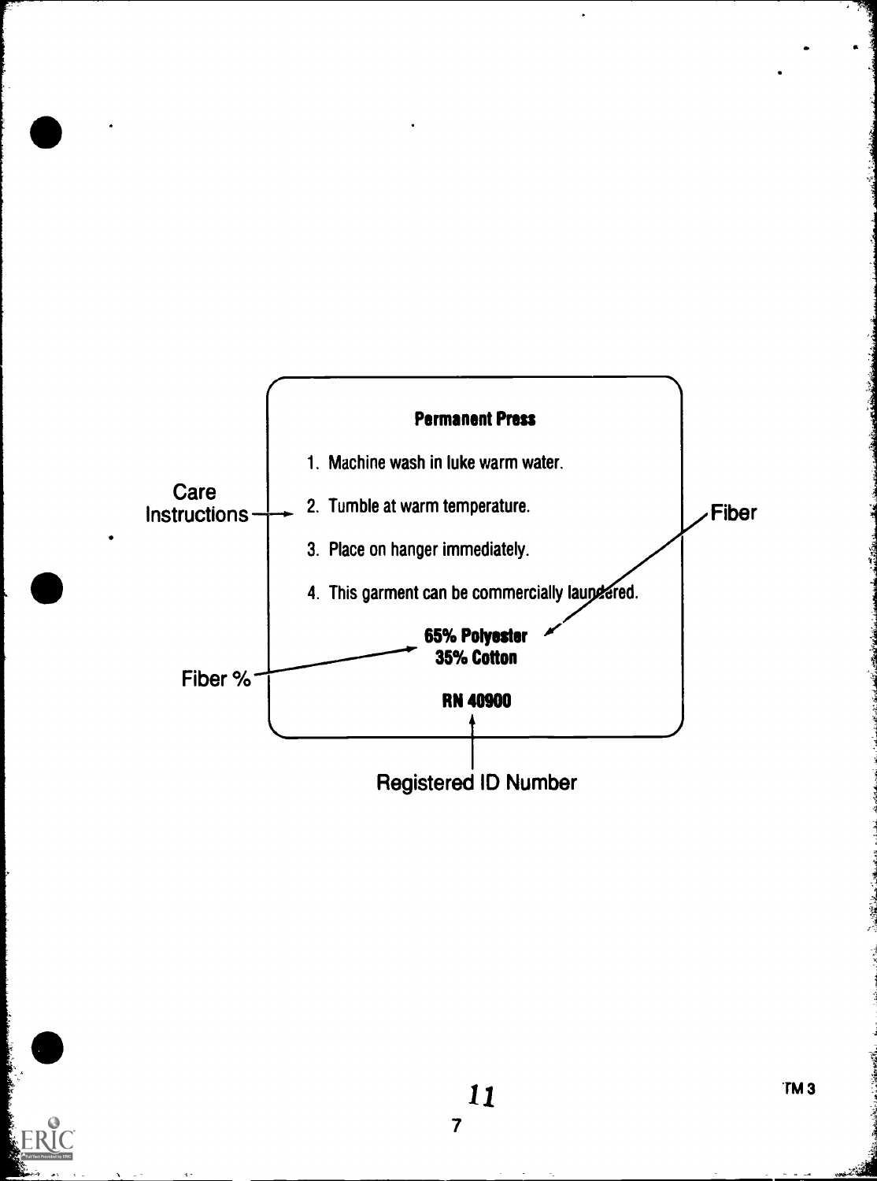**Permanent Press**

1. Machine wash in luke warm water.
2. Tumble at warm temperature.
3. Place on hanger immediately.
4. This garment can be commercially laundered.

**65% Polyester**
**35% Cotton**

**RN 40900**

Care Instructions

Fiber

Fiber %

Registered ID Number

TM 3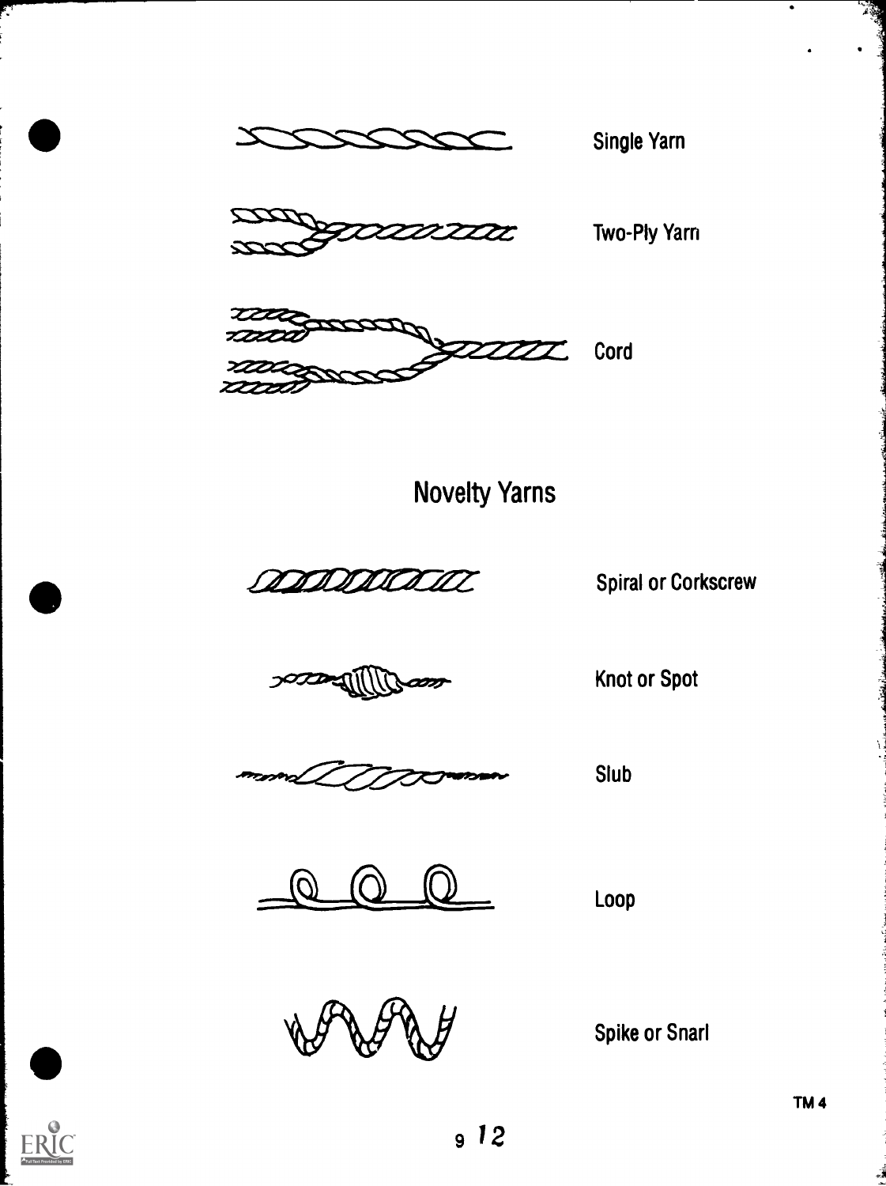Single Yarn

Two-Ply Yarn

Cord

## Novelty Yarns

Spiral or Corkscrew

Knot or Spot

Slub

Loop

Spike or Snarl

TM 4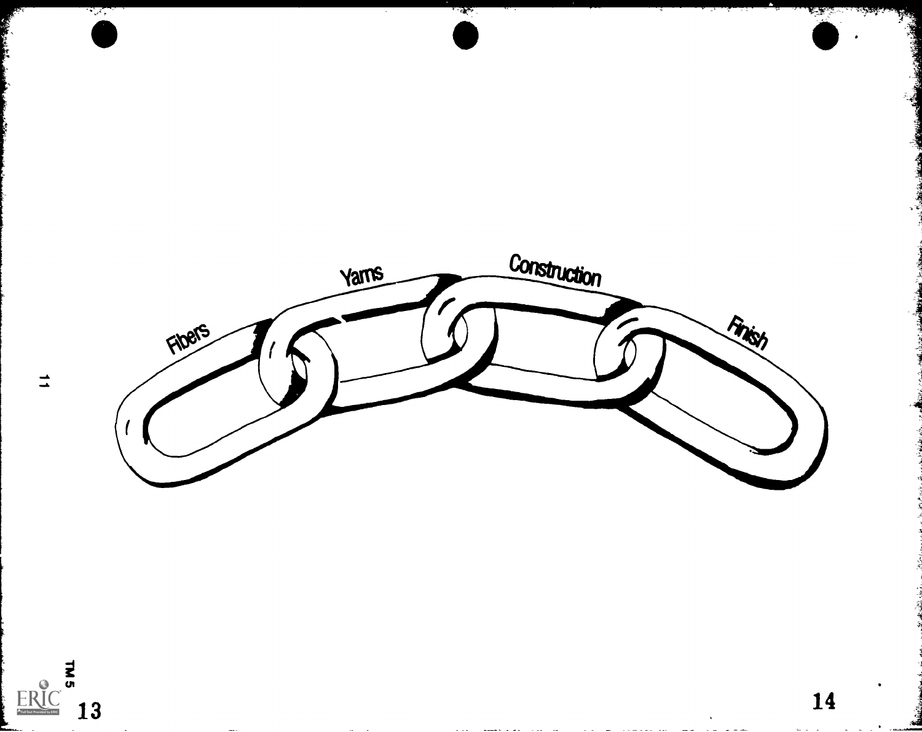Fibers

Yarns

Construction

Finish

TM 5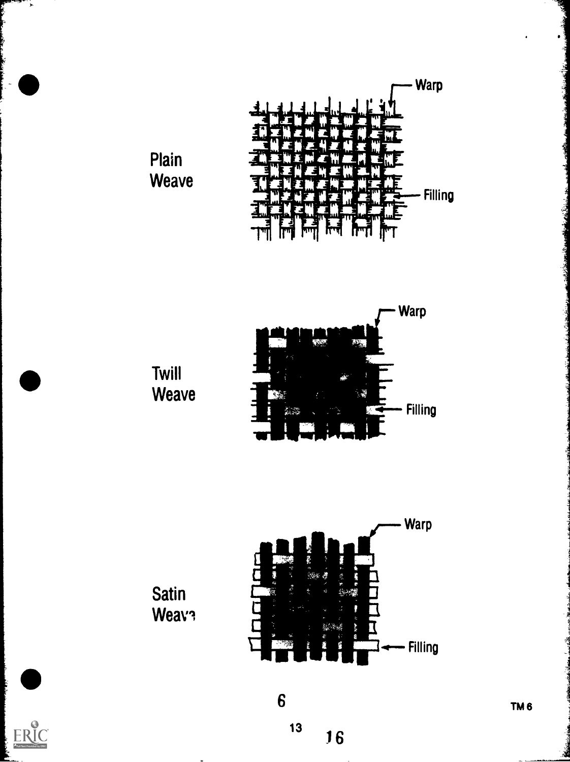Plain Weave

Warp

Filling

Twill Weave

Warp

Filling

Satin Weave

Warp

Filling

6

TM 6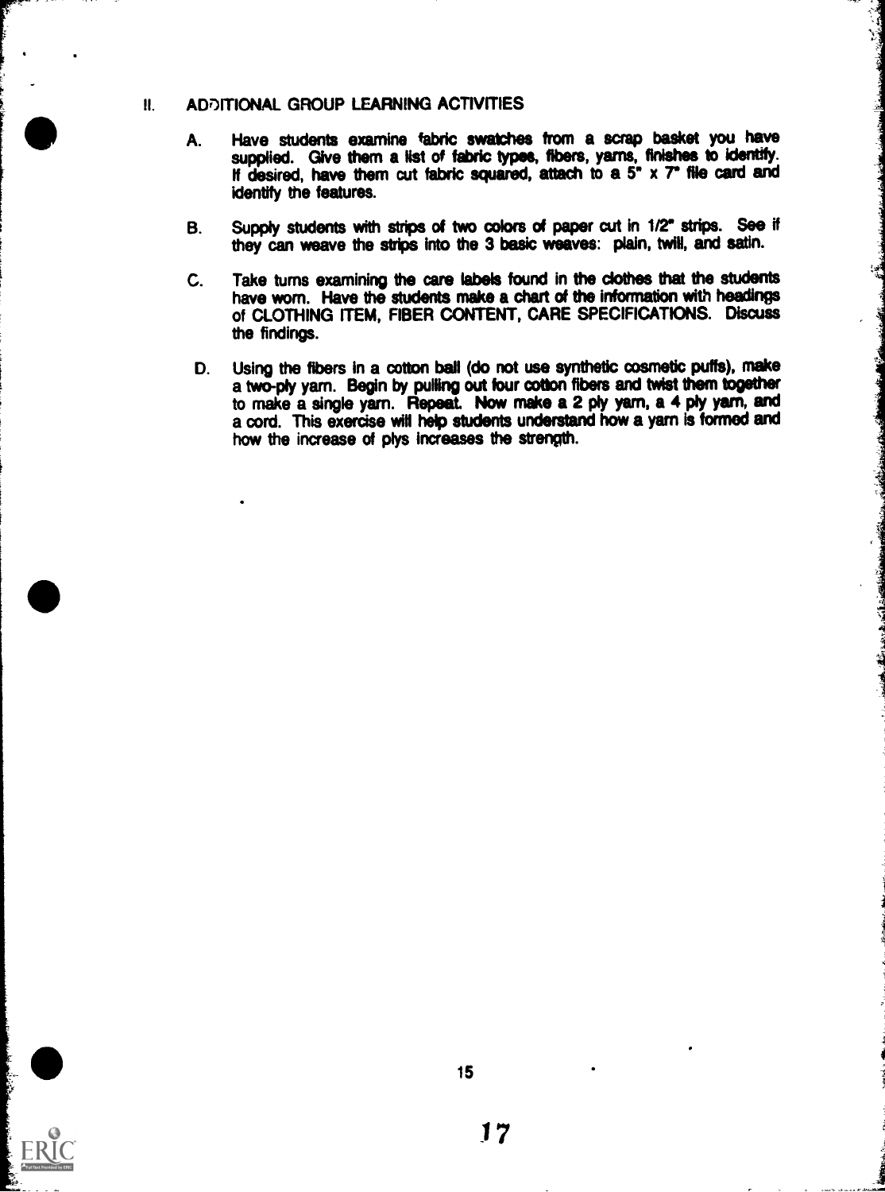## II. ADDITIONAL GROUP LEARNING ACTIVITIES

A. Have students examine fabric swatches from a scrap basket you have supplied. Give them a list of fabric types, fibers, yarns, finishes to identify. If desired, have them cut fabric squared, attach to a 5" x 7" file card and identify the features.

B. Supply students with strips of two colors of paper cut in 1/2" strips. See if they can weave the strips into the 3 basic weaves: plain, twill, and satin.

C. Take turns examining the care labels found in the clothes that the students have worn. Have the students make a chart of the information with headings of CLOTHING ITEM, FIBER CONTENT, CARE SPECIFICATIONS. Discuss the findings.

D. Using the fibers in a cotton ball (do not use synthetic cosmetic puffs), make a two-ply yarn. Begin by pulling out four cotton fibers and twist them together to make a single yarn. Repeat. Now make a 2 ply yarn, a 4 ply yarn, and a cord. This exercise will help students understand how a yarn is formed and how the increase of plys increases the strength.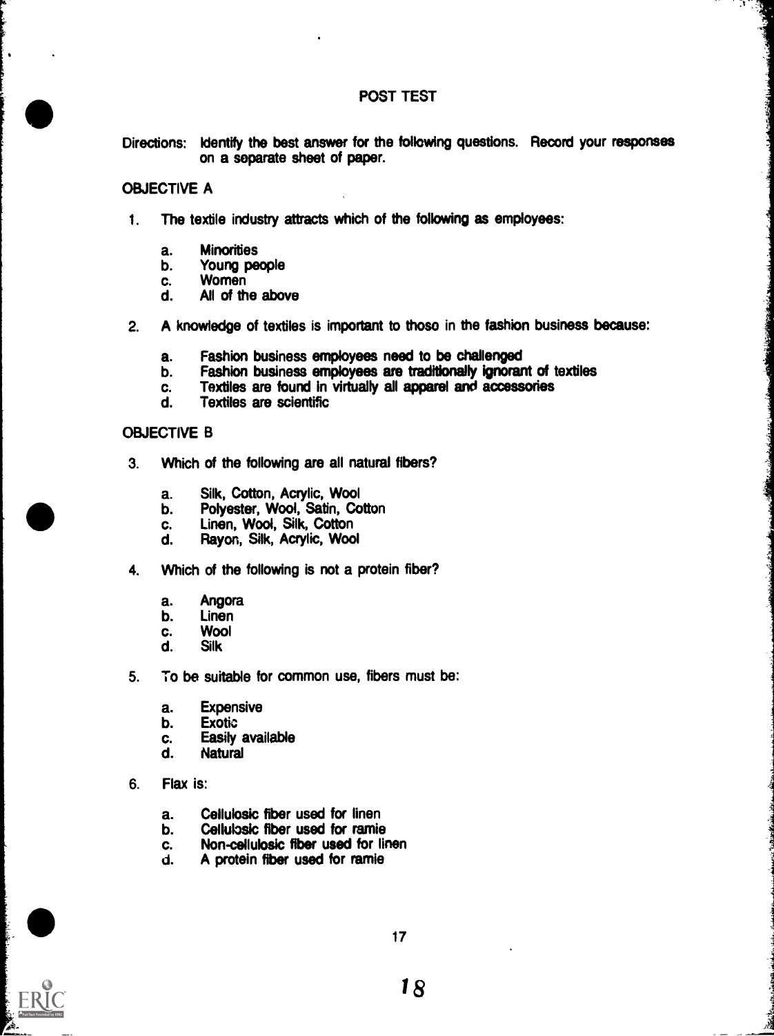# POST TEST

Directions: Identify the best answer for the following questions. Record your responses on a separate sheet of paper.

## OBJECTIVE A

1. The textile industry attracts which of the following as employees:

   a. Minorities
   b. Young people
   c. Women
   d. All of the above

2. A knowledge of textiles is important to those in the fashion business because:

   a. Fashion business employees need to be challenged
   b. Fashion business employees are traditionally ignorant of textiles
   c. Textiles are found in virtually all apparel and accessories
   d. Textiles are scientific

## OBJECTIVE B

3. Which of the following are all natural fibers?

   a. Silk, Cotton, Acrylic, Wool
   b. Polyester, Wool, Satin, Cotton
   c. Linen, Wool, Silk, Cotton
   d. Rayon, Silk, Acrylic, Wool

4. Which of the following is not a protein fiber?

   a. Angora
   b. Linen
   c. Wool
   d. Silk

5. To be suitable for common use, fibers must be:

   a. Expensive
   b. Exotic
   c. Easily available
   d. Natural

6. Flax is:

   a. Cellulosic fiber used for linen
   b. Cellulosic fiber used for ramie
   c. Non-cellulosic fiber used for linen
   d. A protein fiber used for ramie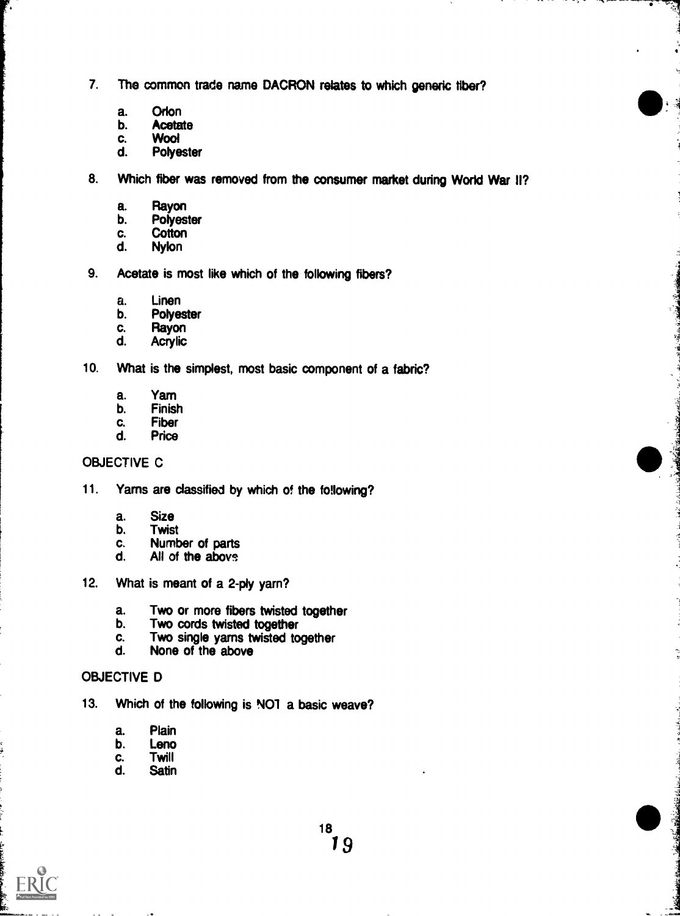7. The common trade name DACRON relates to which generic fiber?

   a. Orlon
   b. Acetate
   c. Wool
   d. Polyester

8. Which fiber was removed from the consumer market during World War II?

   a. Rayon
   b. Polyester
   c. Cotton
   d. Nylon

9. Acetate is most like which of the following fibers?

   a. Linen
   b. Polyester
   c. Rayon
   d. Acrylic

10. What is the simplest, most basic component of a fabric?

    a. Yarn
    b. Finish
    c. Fiber
    d. Price

OBJECTIVE C

11. Yarns are classified by which of the following?

    a. Size
    b. Twist
    c. Number of parts
    d. All of the above

12. What is meant of a 2-ply yarn?

    a. Two or more fibers twisted together
    b. Two cords twisted together
    c. Two single yarns twisted together
    d. None of the above

OBJECTIVE D

13. Which of the following is NOT a basic weave?

    a. Plain
    b. Leno
    c. Twill
    d. Satin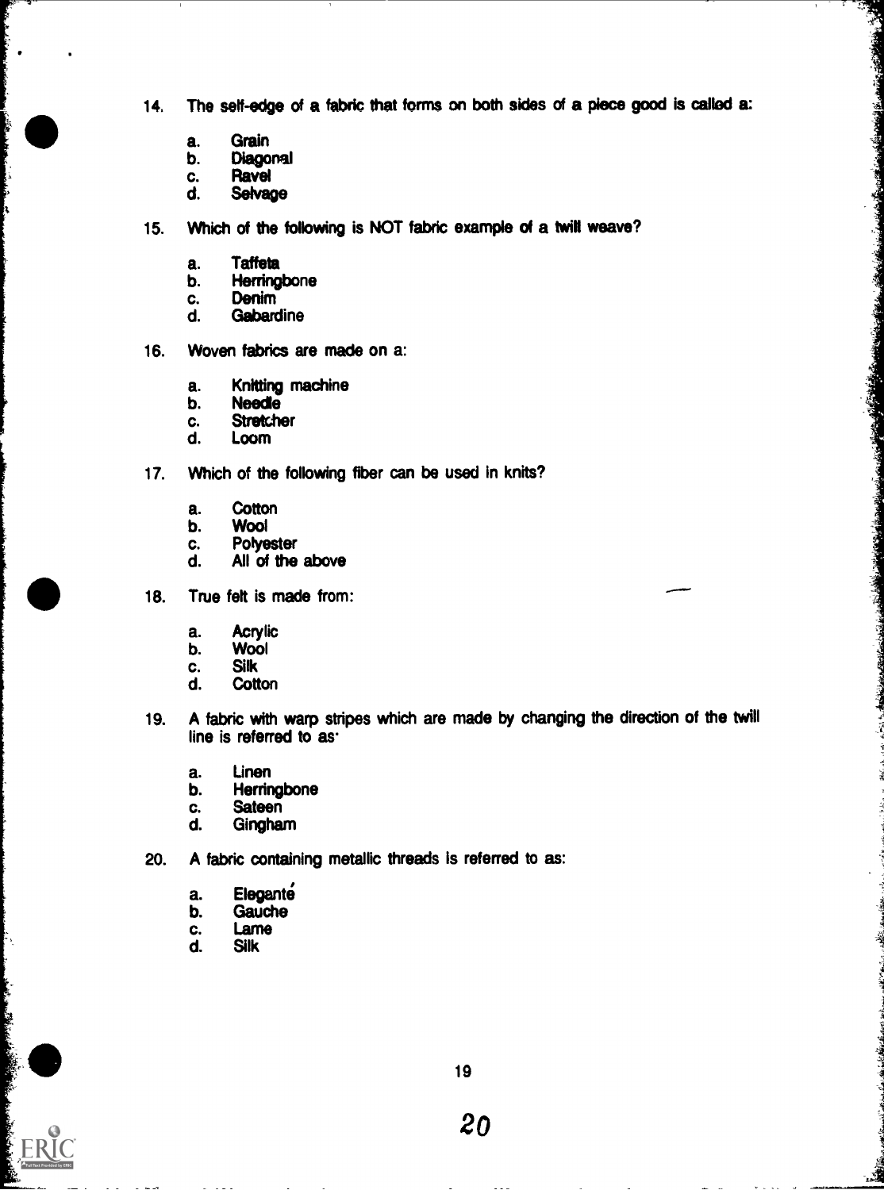14. The self-edge of a fabric that forms on both sides of a piece good is called a:

    a. Grain
    b. Diagonal
    c. Ravel
    d. Selvage

15. Which of the following is NOT fabric example of a twill weave?

    a. Taffeta
    b. Herringbone
    c. Denim
    d. Gabardine

16. Woven fabrics are made on a:

    a. Knitting machine
    b. Needle
    c. Stretcher
    d. Loom

17. Which of the following fiber can be used in knits?

    a. Cotton
    b. Wool
    c. Polyester
    d. All of the above

18. True felt is made from:

    a. Acrylic
    b. Wool
    c. Silk
    d. Cotton

19. A fabric with warp stripes which are made by changing the direction of the twill line is referred to as·

    a. Linen
    b. Herringbone
    c. Sateen
    d. Gingham

20. A fabric containing metallic threads is referred to as:

    a. Eleganté
    b. Gauche
    c. Lame
    d. Silk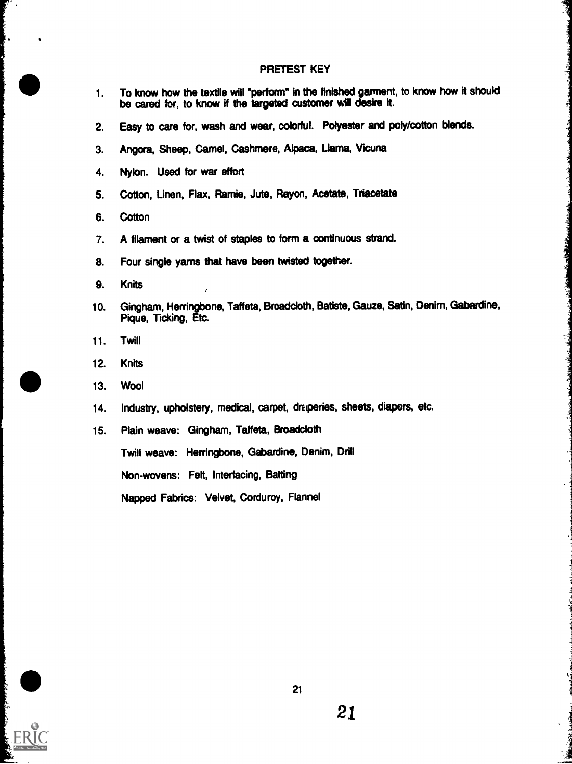## PRETEST KEY

1. To know how the textile will "perform" in the finished garment, to know how it should be cared for, to know if the targeted customer will desire it.
2. Easy to care for, wash and wear, colorful. Polyester and poly/cotton blends.
3. Angora, Sheep, Camel, Cashmere, Alpaca, Llama, Vicuna
4. Nylon. Used for war effort
5. Cotton, Linen, Flax, Ramie, Jute, Rayon, Acetate, Triacetate
6. Cotton
7. A filament or a twist of staples to form a continuous strand.
8. Four single yarns that have been twisted together.
9. Knits
10. Gingham, Herringbone, Taffeta, Broadcloth, Batiste, Gauze, Satin, Denim, Gabardine, Pique, Ticking, Etc.
11. Twill
12. Knits
13. Wool
14. Industry, upholstery, medical, carpet, draperies, sheets, diapers, etc.
15. Plain weave: Gingham, Taffeta, Broadcloth

    Twill weave: Herringbone, Gabardine, Denim, Drill

    Non-wovens: Felt, Interfacing, Batting

    Napped Fabrics: Velvet, Corduroy, Flannel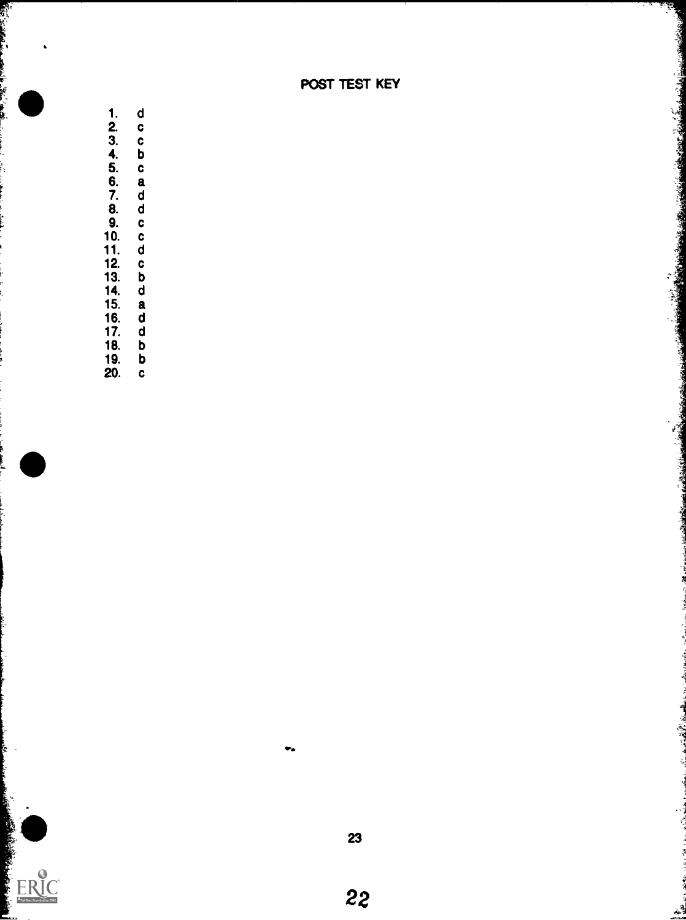# POST TEST KEY

1. d
2. c
3. c
4. b
5. c
6. a
7. d
8. d
9. c
10. c
11. d
12. c
13. b
14. d
15. a
16. d
17. d
18. b
19. b
20. c